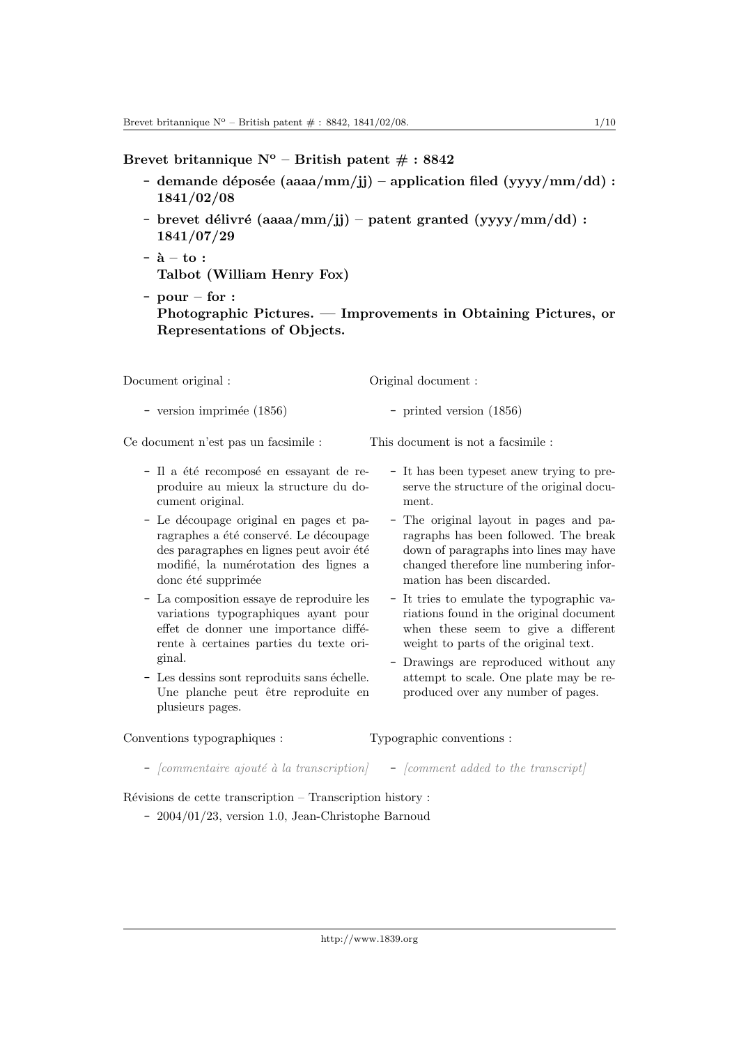**Brevet britannique N^o^ – British patent # : 8842**

- **demande déposée (aaaa/mm/jj) – application filed (yyyy/mm/dd) : 1841/02/08**
- **brevet délivré (aaaa/mm/jj) – patent granted (yyyy/mm/dd) : 1841/07/29**
- **à – to :**
  **Talbot (William Henry Fox)**
- **pour – for :**
  **Photographic Pictures. — Improvements in Obtaining Pictures, or Representations of Objects.**

Document original :

- version imprimée (1856)

Ce document n'est pas un facsimile :

- Il a été recomposé en essayant de reproduire au mieux la structure du document original.
- Le découpage original en pages et paragraphes a été conservé. Le découpage des paragraphes en lignes peut avoir été modifié, la numérotation des lignes a donc été supprimée
- La composition essaye de reproduire les variations typographiques ayant pour effet de donner une importance différente à certaines parties du texte original.
- Les dessins sont reproduits sans échelle. Une planche peut être reproduite en plusieurs pages.

Original document :

- printed version (1856)

This document is not a facsimile :

- It has been typeset anew trying to preserve the structure of the original document.
- The original layout in pages and paragraphs has been followed. The break down of paragraphs into lines may have changed therefore line numbering information has been discarded.
- It tries to emulate the typographic variations found in the original document when these seem to give a different weight to parts of the original text.
- Drawings are reproduced without any attempt to scale. One plate may be reproduced over any number of pages.

Conventions typographiques :

- *[commentaire ajouté à la transcription]*

Typographic conventions :

- *[comment added to the transcript]*

Révisions de cette transcription – Transcription history :

- 2004/01/23, version 1.0, Jean-Christophe Barnoud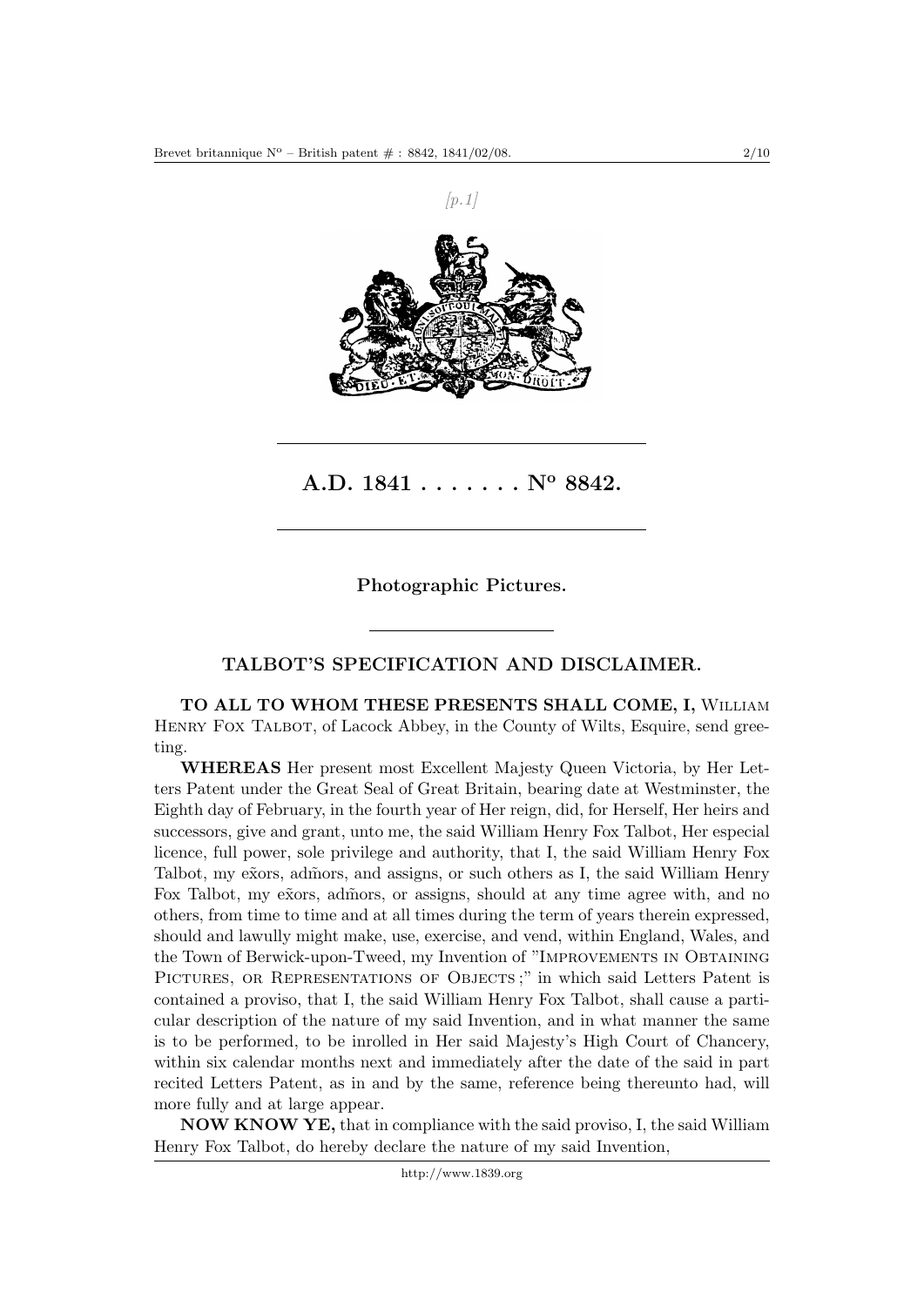*[p.1]*

# A.D. 1841 . . . . . . . Nº 8842.

## Photographic Pictures.

### TALBOT'S SPECIFICATION AND DISCLAIMER.

**TO ALL TO WHOM THESE PRESENTS SHALL COME, I,** William Henry Fox Talbot, of Lacock Abbey, in the County of Wilts, Esquire, send greeting.

**WHEREAS** Her present most Excellent Majesty Queen Victoria, by Her Letters Patent under the Great Seal of Great Britain, bearing date at Westminster, the Eighth day of February, in the fourth year of Her reign, did, for Herself, Her heirs and successors, give and grant, unto me, the said William Henry Fox Talbot, Her especial licence, full power, sole privilege and authority, that I, the said William Henry Fox Talbot, my ex̃ors, adm̃ors, and assigns, or such others as I, the said William Henry Fox Talbot, my ex̃ors, adm̃ors, or assigns, should at any time agree with, and no others, from time to time and at all times during the term of years therein expressed, should and lawully might make, use, exercise, and vend, within England, Wales, and the Town of Berwick-upon-Tweed, my Invention of "Improvements in Obtaining Pictures, or Representations of Objects ;" in which said Letters Patent is contained a proviso, that I, the said William Henry Fox Talbot, shall cause a particular description of the nature of my said Invention, and in what manner the same is to be performed, to be inrolled in Her said Majesty's High Court of Chancery, within six calendar months next and immediately after the date of the said in part recited Letters Patent, as in and by the same, reference being thereunto had, will more fully and at large appear.

**NOW KNOW YE,** that in compliance with the said proviso, I, the said William Henry Fox Talbot, do hereby declare the nature of my said Invention,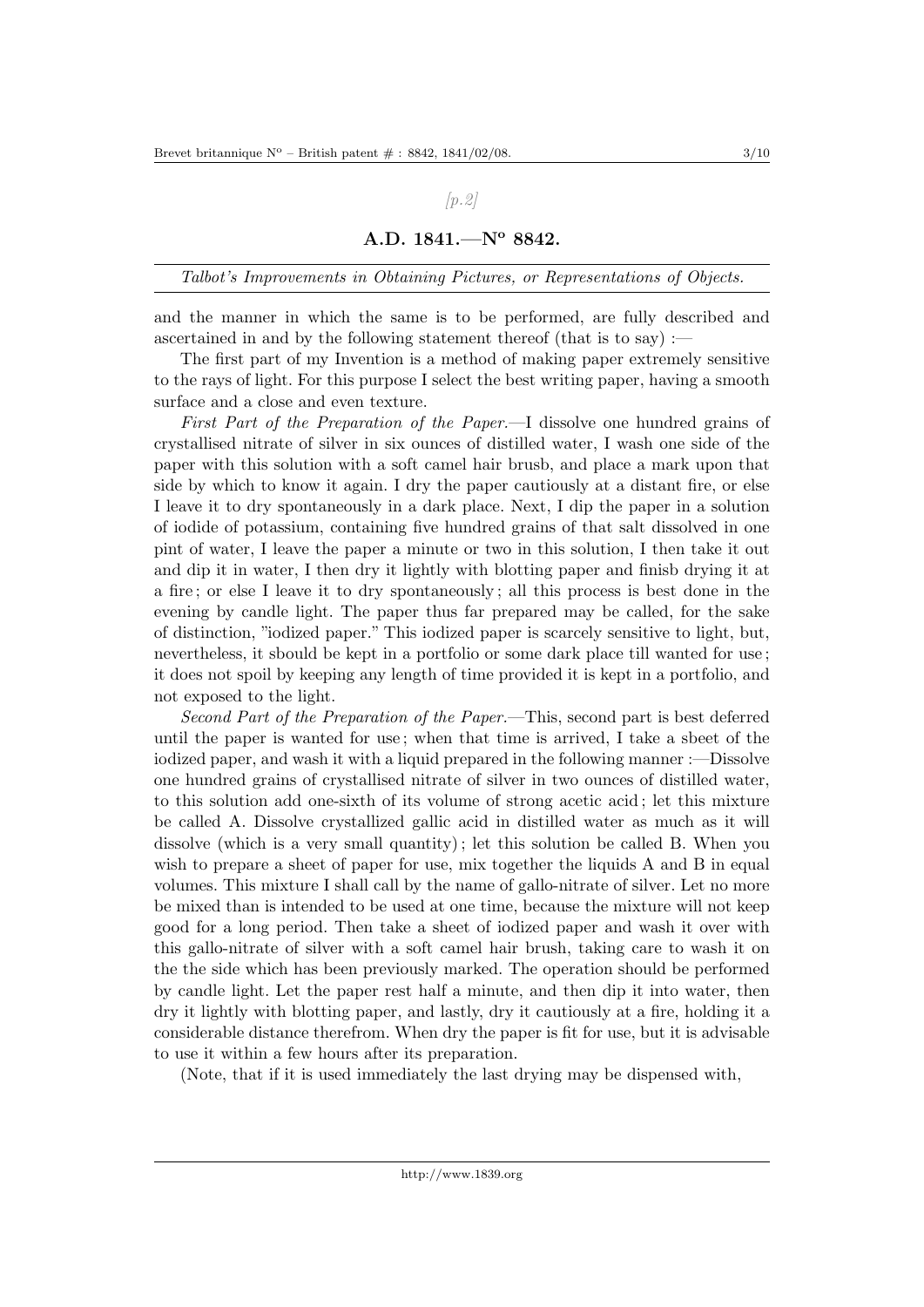*[p.2]*

## A.D. 1841.—N° 8842.

*Talbot's Improvements in Obtaining Pictures, or Representations of Objects.*

and the manner in which the same is to be performed, are fully described and ascertained in and by the following statement thereof (that is to say) :—

The first part of my Invention is a method of making paper extremely sensitive to the rays of light. For this purpose I select the best writing paper, having a smooth surface and a close and even texture.

*First Part of the Preparation of the Paper.*—I dissolve one hundred grains of crystallised nitrate of silver in six ounces of distilled water, I wash one side of the paper with this solution with a soft camel hair brusb, and place a mark upon that side by which to know it again. I dry the paper cautiously at a distant fire, or else I leave it to dry spontaneously in a dark place. Next, I dip the paper in a solution of iodide of potassium, containing five hundred grains of that salt dissolved in one pint of water, I leave the paper a minute or two in this solution, I then take it out and dip it in water, I then dry it lightly with blotting paper and finisb drying it at a fire ; or else I leave it to dry spontaneously ; all this process is best done in the evening by candle light. The paper thus far prepared may be called, for the sake of distinction, "iodized paper." This iodized paper is scarcely sensitive to light, but, nevertheless, it sbould be kept in a portfolio or some dark place till wanted for use ; it does not spoil by keeping any length of time provided it is kept in a portfolio, and not exposed to the light.

*Second Part of the Preparation of the Paper.*—This, second part is best deferred until the paper is wanted for use ; when that time is arrived, I take a sbeet of the iodized paper, and wash it with a liquid prepared in the following manner :—Dissolve one hundred grains of crystallised nitrate of silver in two ounces of distilled water, to this solution add one-sixth of its volume of strong acetic acid ; let this mixture be called A. Dissolve crystallized gallic acid in distilled water as much as it will dissolve (which is a very small quantity) ; let this solution be called B. When you wish to prepare a sheet of paper for use, mix together the liquids A and B in equal volumes. This mixture I shall call by the name of gallo-nitrate of silver. Let no more be mixed than is intended to be used at one time, because the mixture will not keep good for a long period. Then take a sheet of iodized paper and wash it over with this gallo-nitrate of silver with a soft camel hair brush, taking care to wash it on the the side which has been previously marked. The operation should be performed by candle light. Let the paper rest half a minute, and then dip it into water, then dry it lightly with blotting paper, and lastly, dry it cautiously at a fire, holding it a considerable distance therefrom. When dry the paper is fit for use, but it is advisable to use it within a few hours after its preparation.

(Note, that if it is used immediately the last drying may be dispensed with,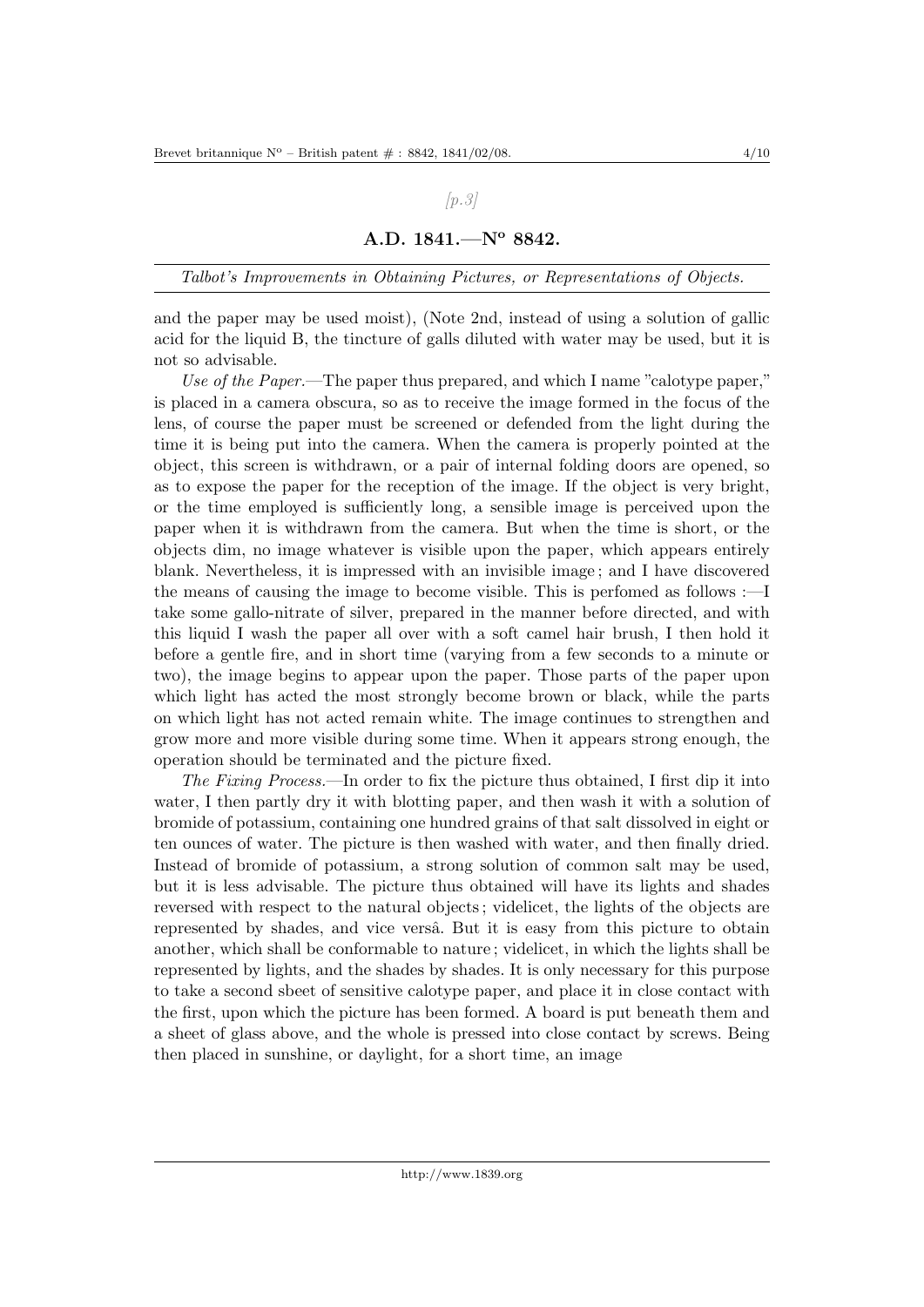[p.3]

## A.D. 1841.—Nº 8842.

*Talbot's Improvements in Obtaining Pictures, or Representations of Objects.*

and the paper may be used moist), (Note 2nd, instead of using a solution of gallic acid for the liquid B, the tincture of galls diluted with water may be used, but it is not so advisable.

*Use of the Paper.*—The paper thus prepared, and which I name "calotype paper," is placed in a camera obscura, so as to receive the image formed in the focus of the lens, of course the paper must be screened or defended from the light during the time it is being put into the camera. When the camera is properly pointed at the object, this screen is withdrawn, or a pair of internal folding doors are opened, so as to expose the paper for the reception of the image. If the object is very bright, or the time employed is sufficiently long, a sensible image is perceived upon the paper when it is withdrawn from the camera. But when the time is short, or the objects dim, no image whatever is visible upon the paper, which appears entirely blank. Nevertheless, it is impressed with an invisible image ; and I have discovered the means of causing the image to become visible. This is perfomed as follows :—I take some gallo-nitrate of silver, prepared in the manner before directed, and with this liquid I wash the paper all over with a soft camel hair brush, I then hold it before a gentle fire, and in short time (varying from a few seconds to a minute or two), the image begins to appear upon the paper. Those parts of the paper upon which light has acted the most strongly become brown or black, while the parts on which light has not acted remain white. The image continues to strengthen and grow more and more visible during some time. When it appears strong enough, the operation should be terminated and the picture fixed.

*The Fixing Process.*—In order to fix the picture thus obtained, I first dip it into water, I then partly dry it with blotting paper, and then wash it with a solution of bromide of potassium, containing one hundred grains of that salt dissolved in eight or ten ounces of water. The picture is then washed with water, and then finally dried. Instead of bromide of potassium, a strong solution of common salt may be used, but it is less advisable. The picture thus obtained will have its lights and shades reversed with respect to the natural objects ; videlicet, the lights of the objects are represented by shades, and vice versâ. But it is easy from this picture to obtain another, which shall be conformable to nature ; videlicet, in which the lights shall be represented by lights, and the shades by shades. It is only necessary for this purpose to take a second sbeet of sensitive calotype paper, and place it in close contact with the first, upon which the picture has been formed. A board is put beneath them and a sheet of glass above, and the whole is pressed into close contact by screws. Being then placed in sunshine, or daylight, for a short time, an image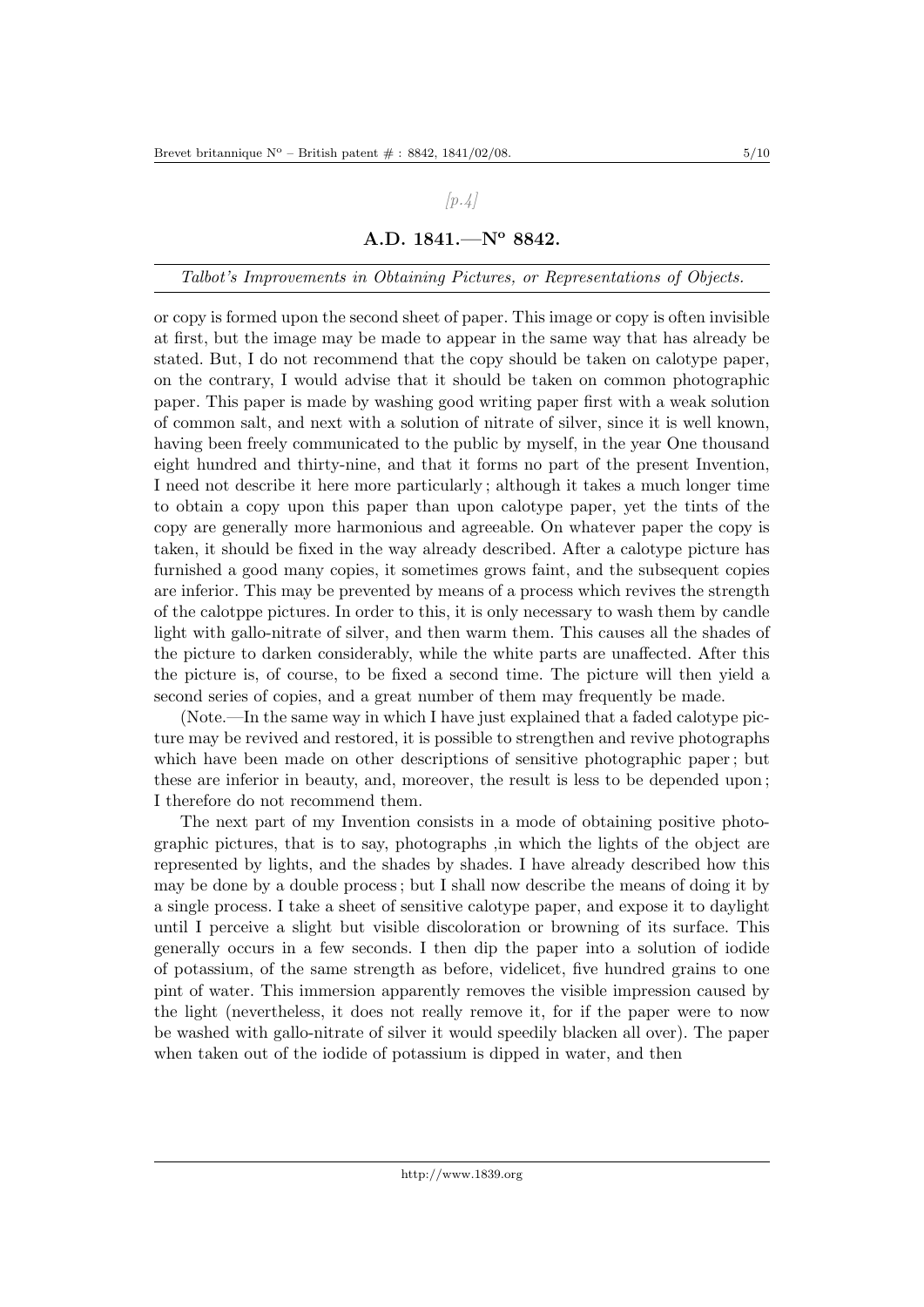[p.4]

## A.D. 1841.—Nº 8842.

*Talbot's Improvements in Obtaining Pictures, or Representations of Objects.*

or copy is formed upon the second sheet of paper. This image or copy is often invisible at first, but the image may be made to appear in the same way that has already be stated. But, I do not recommend that the copy should be taken on calotype paper, on the contrary, I would advise that it should be taken on common photographic paper. This paper is made by washing good writing paper first with a weak solution of common salt, and next with a solution of nitrate of silver, since it is well known, having been freely communicated to the public by myself, in the year One thousand eight hundred and thirty-nine, and that it forms no part of the present Invention, I need not describe it here more particularly ; although it takes a much longer time to obtain a copy upon this paper than upon calotype paper, yet the tints of the copy are generally more harmonious and agreeable. On whatever paper the copy is taken, it should be fixed in the way already described. After a calotype picture has furnished a good many copies, it sometimes grows faint, and the subsequent copies are inferior. This may be prevented by means of a process which revives the strength of the calotppe pictures. In order to this, it is only necessary to wash them by candle light with gallo-nitrate of silver, and then warm them. This causes all the shades of the picture to darken considerably, while the white parts are unaffected. After this the picture is, of course, to be fixed a second time. The picture will then yield a second series of copies, and a great number of them may frequently be made.

(Note.—In the same way in which I have just explained that a faded calotype picture may be revived and restored, it is possible to strengthen and revive photographs which have been made on other descriptions of sensitive photographic paper ; but these are inferior in beauty, and, moreover, the result is less to be depended upon ; I therefore do not recommend them.

The next part of my Invention consists in a mode of obtaining positive photographic pictures, that is to say, photographs ,in which the lights of the object are represented by lights, and the shades by shades. I have already described how this may be done by a double process ; but I shall now describe the means of doing it by a single process. I take a sheet of sensitive calotype paper, and expose it to daylight until I perceive a slight but visible discoloration or browning of its surface. This generally occurs in a few seconds. I then dip the paper into a solution of iodide of potassium, of the same strength as before, videlicet, five hundred grains to one pint of water. This immersion apparently removes the visible impression caused by the light (nevertheless, it does not really remove it, for if the paper were to now be washed with gallo-nitrate of silver it would speedily blacken all over). The paper when taken out of the iodide of potassium is dipped in water, and then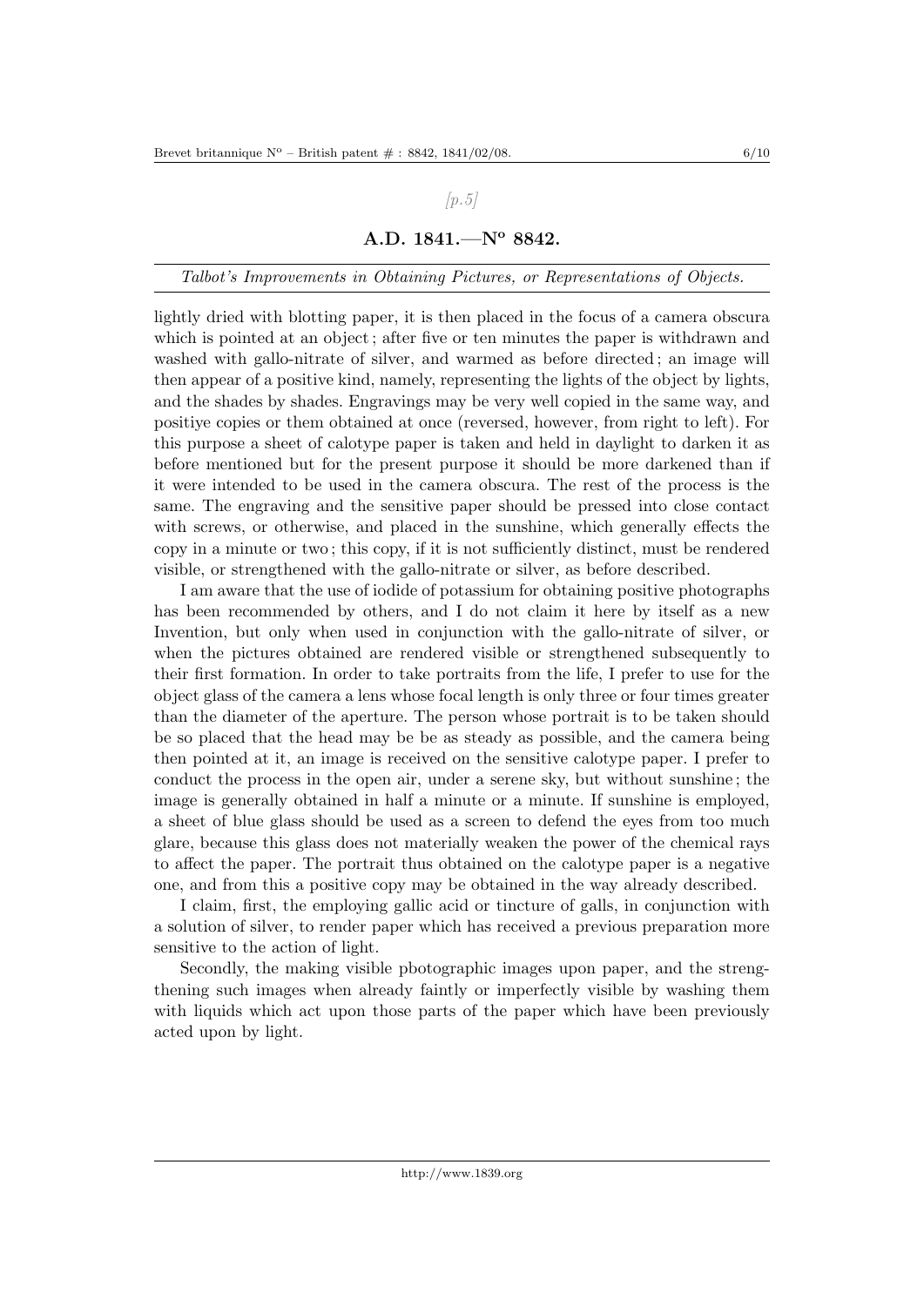*[p.5]*

## A.D. 1841.—N° 8842.

*Talbot's Improvements in Obtaining Pictures, or Representations of Objects.*

lightly dried with blotting paper, it is then placed in the focus of a camera obscura which is pointed at an object; after five or ten minutes the paper is withdrawn and washed with gallo-nitrate of silver, and warmed as before directed; an image will then appear of a positive kind, namely, representing the lights of the object by lights, and the shades by shades. Engravings may be very well copied in the same way, and positiye copies or them obtained at once (reversed, however, from right to left). For this purpose a sheet of calotype paper is taken and held in daylight to darken it as before mentioned but for the present purpose it should be more darkened than if it were intended to be used in the camera obscura. The rest of the process is the same. The engraving and the sensitive paper should be pressed into close contact with screws, or otherwise, and placed in the sunshine, which generally effects the copy in a minute or two; this copy, if it is not sufficiently distinct, must be rendered visible, or strengthened with the gallo-nitrate or silver, as before described.

I am aware that the use of iodide of potassium for obtaining positive photographs has been recommended by others, and I do not claim it here by itself as a new Invention, but only when used in conjunction with the gallo-nitrate of silver, or when the pictures obtained are rendered visible or strengthened subsequently to their first formation. In order to take portraits from the life, I prefer to use for the object glass of the camera a lens whose focal length is only three or four times greater than the diameter of the aperture. The person whose portrait is to be taken should be so placed that the head may be be as steady as possible, and the camera being then pointed at it, an image is received on the sensitive calotype paper. I prefer to conduct the process in the open air, under a serene sky, but without sunshine; the image is generally obtained in half a minute or a minute. If sunshine is employed, a sheet of blue glass should be used as a screen to defend the eyes from too much glare, because this glass does not materially weaken the power of the chemical rays to affect the paper. The portrait thus obtained on the calotype paper is a negative one, and from this a positive copy may be obtained in the way already described.

I claim, first, the employing gallic acid or tincture of galls, in conjunction with a solution of silver, to render paper which has received a previous preparation more sensitive to the action of light.

Secondly, the making visible pbotographic images upon paper, and the strengthening such images when already faintly or imperfectly visible by washing them with liquids which act upon those parts of the paper which have been previously acted upon by light.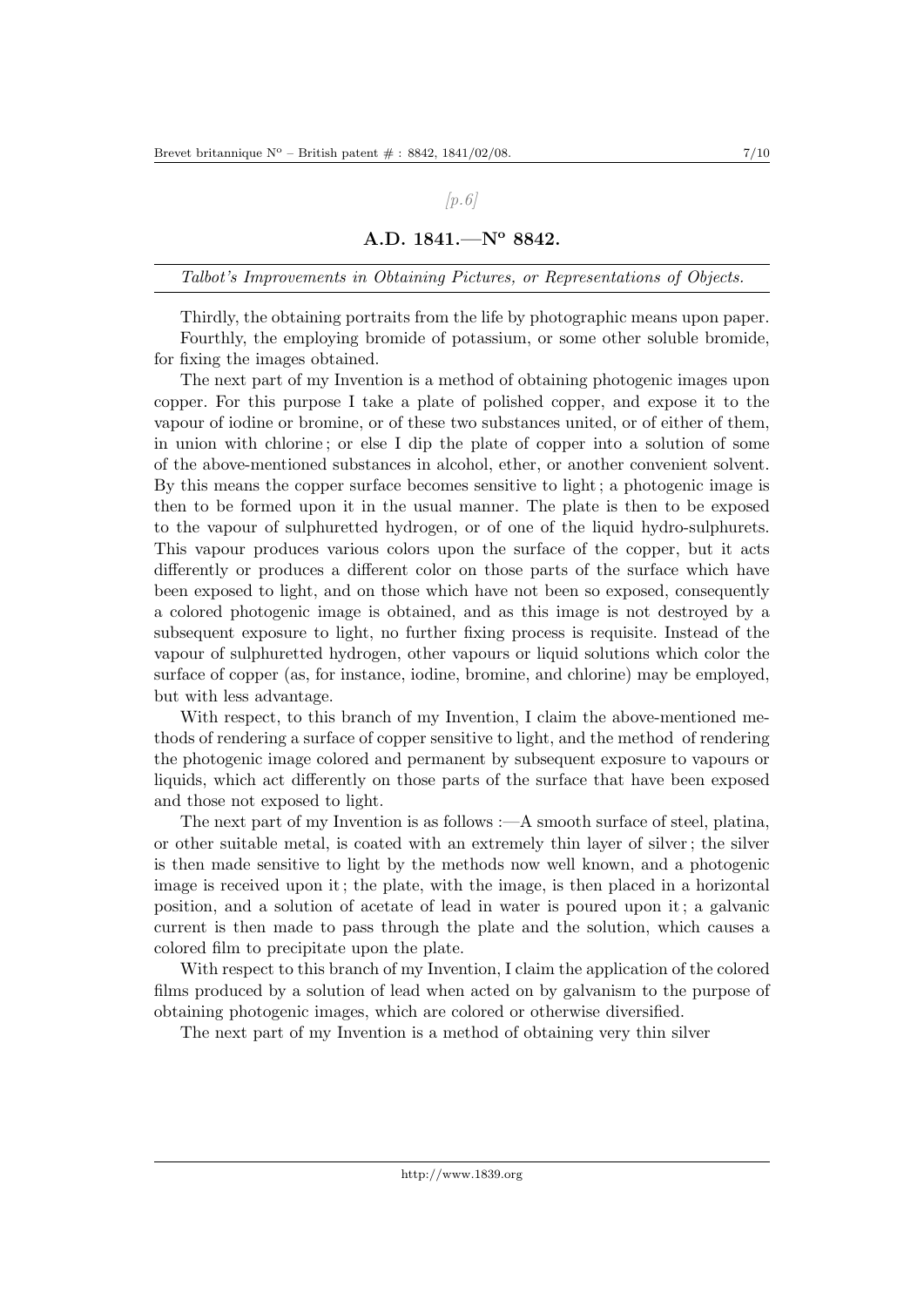*[p.6]*

**A.D. 1841.—Nº 8842.**

*Talbot's Improvements in Obtaining Pictures, or Representations of Objects.*

Thirdly, the obtaining portraits from the life by photographic means upon paper.

Fourthly, the employing bromide of potassium, or some other soluble bromide, for fixing the images obtained.

The next part of my Invention is a method of obtaining photogenic images upon copper. For this purpose I take a plate of polished copper, and expose it to the vapour of iodine or bromine, or of these two substances united, or of either of them, in union with chlorine; or else I dip the plate of copper into a solution of some of the above-mentioned substances in alcohol, ether, or another convenient solvent. By this means the copper surface becomes sensitive to light; a photogenic image is then to be formed upon it in the usual manner. The plate is then to be exposed to the vapour of sulphuretted hydrogen, or of one of the liquid hydro-sulphurets. This vapour produces various colors upon the surface of the copper, but it acts differently or produces a different color on those parts of the surface which have been exposed to light, and on those which have not been so exposed, consequently a colored photogenic image is obtained, and as this image is not destroyed by a subsequent exposure to light, no further fixing process is requisite. Instead of the vapour of sulphuretted hydrogen, other vapours or liquid solutions which color the surface of copper (as, for instance, iodine, bromine, and chlorine) may be employed, but with less advantage.

With respect, to this branch of my Invention, I claim the above-mentioned methods of rendering a surface of copper sensitive to light, and the method of rendering the photogenic image colored and permanent by subsequent exposure to vapours or liquids, which act differently on those parts of the surface that have been exposed and those not exposed to light.

The next part of my Invention is as follows :—A smooth surface of steel, platina, or other suitable metal, is coated with an extremely thin layer of silver; the silver is then made sensitive to light by the methods now well known, and a photogenic image is received upon it; the plate, with the image, is then placed in a horizontal position, and a solution of acetate of lead in water is poured upon it; a galvanic current is then made to pass through the plate and the solution, which causes a colored film to precipitate upon the plate.

With respect to this branch of my Invention, I claim the application of the colored films produced by a solution of lead when acted on by galvanism to the purpose of obtaining photogenic images, which are colored or otherwise diversified.

The next part of my Invention is a method of obtaining very thin silver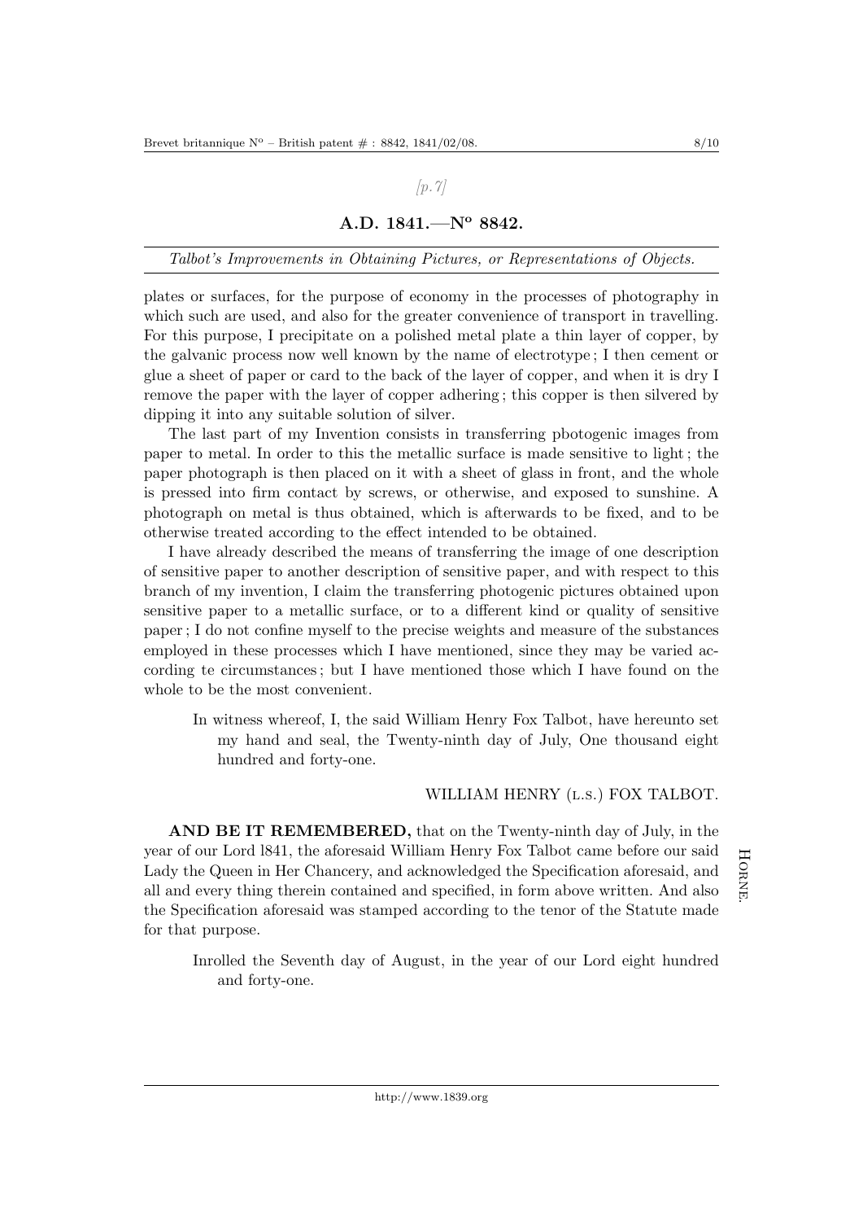[p. 7]

## A.D. 1841.—Nº 8842.

*Talbot's Improvements in Obtaining Pictures, or Representations of Objects.*

plates or surfaces, for the purpose of economy in the processes of photography in which such are used, and also for the greater convenience of transport in travelling. For this purpose, I precipitate on a polished metal plate a thin layer of copper, by the galvanic process now well known by the name of electrotype ; I then cement or glue a sheet of paper or card to the back of the layer of copper, and when it is dry I remove the paper with the layer of copper adhering ; this copper is then silvered by dipping it into any suitable solution of silver.

The last part of my Invention consists in transferring pbotogenic images from paper to metal. In order to this the metallic surface is made sensitive to light ; the paper photograph is then placed on it with a sheet of glass in front, and the whole is pressed into firm contact by screws, or otherwise, and exposed to sunshine. A photograph on metal is thus obtained, which is afterwards to be fixed, and to be otherwise treated according to the effect intended to be obtained.

I have already described the means of transferring the image of one description of sensitive paper to another description of sensitive paper, and with respect to this branch of my invention, I claim the transferring photogenic pictures obtained upon sensitive paper to a metallic surface, or to a different kind or quality of sensitive paper ; I do not confine myself to the precise weights and measure of the substances employed in these processes which I have mentioned, since they may be varied according te circumstances ; but I have mentioned those which I have found on the whole to be the most convenient.

In witness whereof, I, the said William Henry Fox Talbot, have hereunto set my hand and seal, the Twenty-ninth day of July, One thousand eight hundred and forty-one.

WILLIAM HENRY (L.S.) FOX TALBOT.

**AND BE IT REMEMBERED,** that on the Twenty-ninth day of July, in the year of our Lord l841, the aforesaid William Henry Fox Talbot came before our said Lady the Queen in Her Chancery, and acknowledged the Specification aforesaid, and all and every thing therein contained and specified, in form above written. And also the Specification aforesaid was stamped according to the tenor of the Statute made for that purpose.

Inrolled the Seventh day of August, in the year of our Lord eight hundred and forty-one.

HORNE.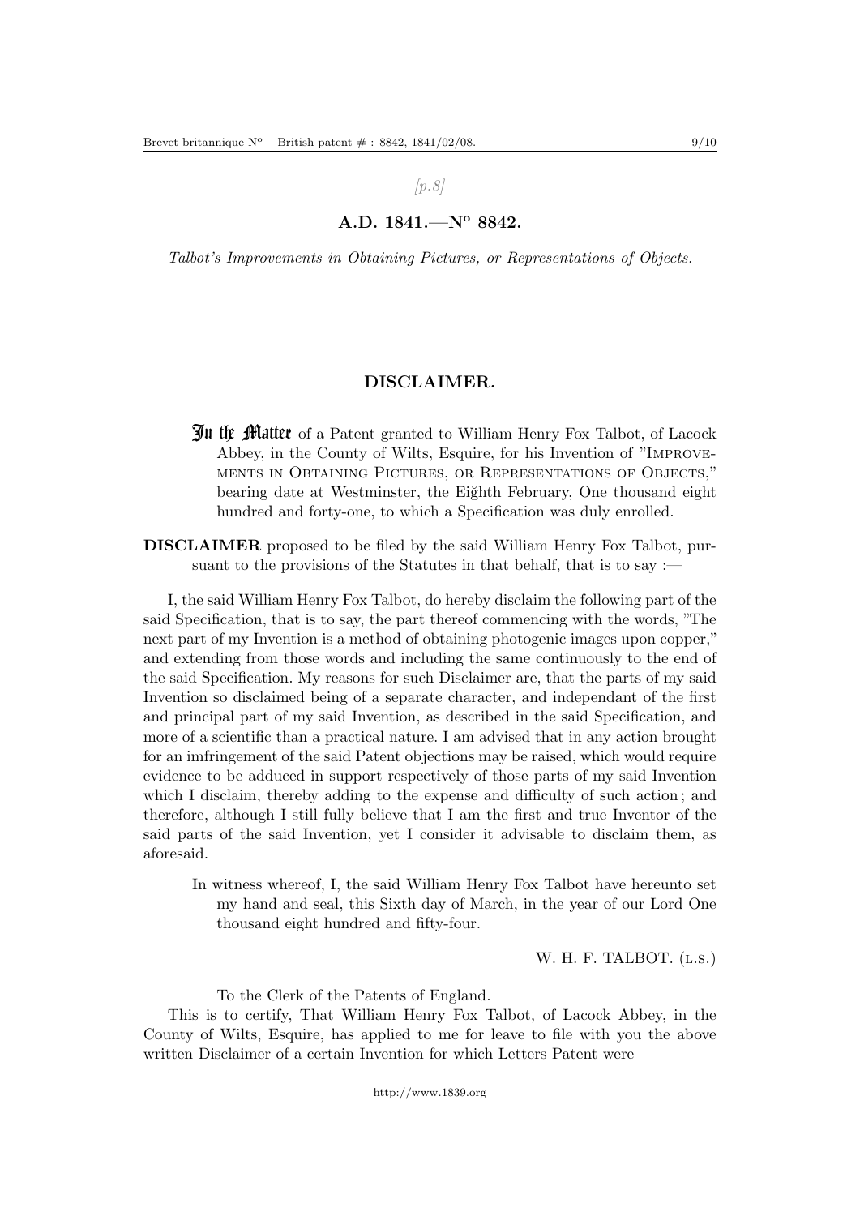*[p.8]*

## A.D. 1841.—Nº 8842.

*Talbot's Improvements in Obtaining Pictures, or Representations of Objects.*

### DISCLAIMER.

**In the Matter** of a Patent granted to William Henry Fox Talbot, of Lacock Abbey, in the County of Wilts, Esquire, for his Invention of "Improvements in Obtaining Pictures, or Representations of Objects," bearing date at Westminster, the Eiğhth February, One thousand eight hundred and forty-one, to which a Specification was duly enrolled.

**DISCLAIMER** proposed to be filed by the said William Henry Fox Talbot, pursuant to the provisions of the Statutes in that behalf, that is to say :—

I, the said William Henry Fox Talbot, do hereby disclaim the following part of the said Specification, that is to say, the part thereof commencing with the words, "The next part of my Invention is a method of obtaining photogenic images upon copper," and extending from those words and including the same continuously to the end of the said Specification. My reasons for such Disclaimer are, that the parts of my said Invention so disclaimed being of a separate character, and independant of the first and principal part of my said Invention, as described in the said Specification, and more of a scientific than a practical nature. I am advised that in any action brought for an imfringement of the said Patent objections may be raised, which would require evidence to be adduced in support respectively of those parts of my said Invention which I disclaim, thereby adding to the expense and difficulty of such action ; and therefore, although I still fully believe that I am the first and true Inventor of the said parts of the said Invention, yet I consider it advisable to disclaim them, as aforesaid.

In witness whereof, I, the said William Henry Fox Talbot have hereunto set my hand and seal, this Sixth day of March, in the year of our Lord One thousand eight hundred and fifty-four.

W. H. F. TALBOT. (L.S.)

To the Clerk of the Patents of England.

This is to certify, That William Henry Fox Talbot, of Lacock Abbey, in the County of Wilts, Esquire, has applied to me for leave to file with you the above written Disclaimer of a certain Invention for which Letters Patent were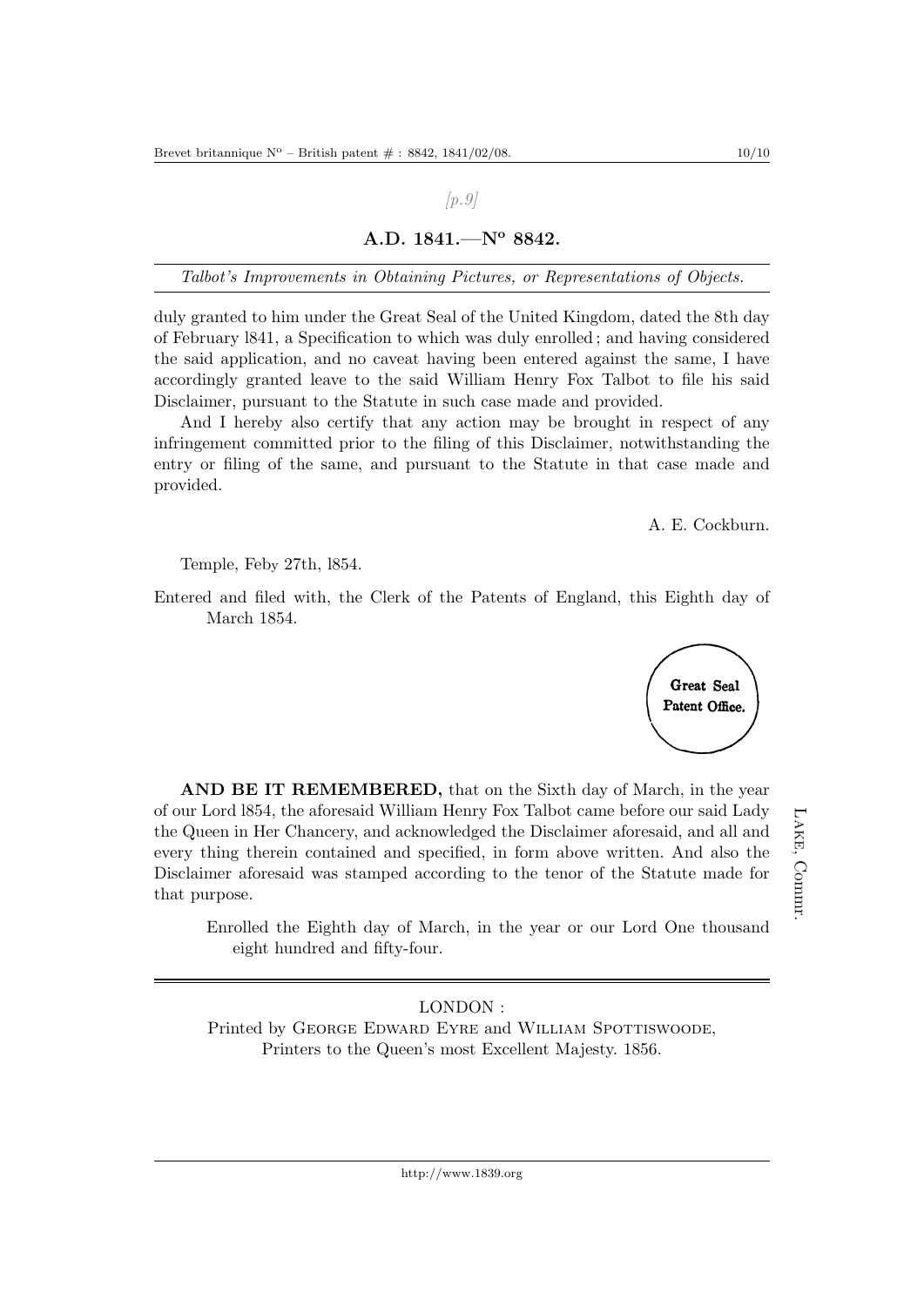*[p.9]*

## A.D. 1841.—Nº 8842.

*Talbot's Improvements in Obtaining Pictures, or Representations of Objects.*

duly granted to him under the Great Seal of the United Kingdom, dated the 8th day of February l841, a Specification to which was duly enrolled; and having considered the said application, and no caveat having been entered against the same, I have accordingly granted leave to the said William Henry Fox Talbot to file his said Disclaimer, pursuant to the Statute in such case made and provided.

And I hereby also certify that any action may be brought in respect of any infringement committed prior to the filing of this Disclaimer, notwithstanding the entry or filing of the same, and pursuant to the Statute in that case made and provided.

A. E. Cockburn.

Temple, Feby 27th, l854.

Entered and filed with, the Clerk of the Patents of England, this Eighth day of March 1854.

Great Seal Patent Office.

**AND BE IT REMEMBERED,** that on the Sixth day of March, in the year of our Lord l854, the aforesaid William Henry Fox Talbot came before our said Lady the Queen in Her Chancery, and acknowledged the Disclaimer aforesaid, and all and every thing therein contained and specified, in form above written. And also the Disclaimer aforesaid was stamped according to the tenor of the Statute made for that purpose.

Lake, Commr.

Enrolled the Eighth day of March, in the year or our Lord One thousand eight hundred and fifty-four.

LONDON :
Printed by George Edward Eyre and William Spottiswoode, Printers to the Queen's most Excellent Majesty. 1856.